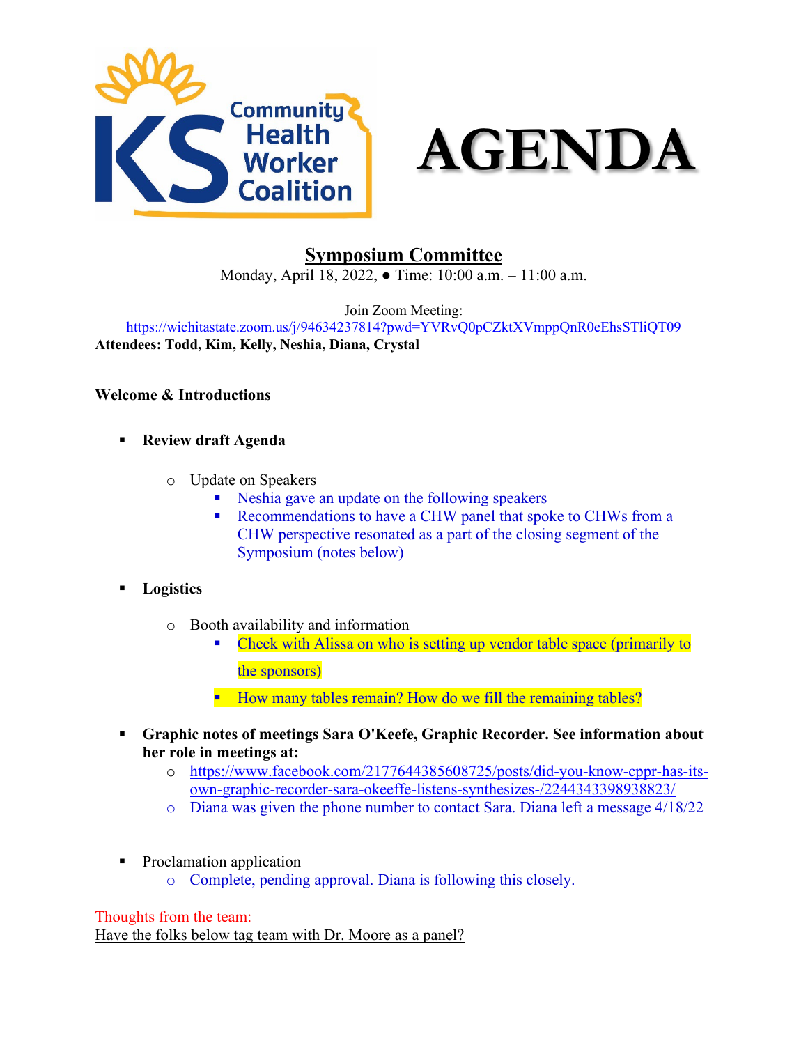# AGENDA

## Symposium Committee

Monday, April 18, 2022, ● Time: 10:00 a.m. – 11:00 a.m.

Join Zoom Meeting:
https://wichitastate.zoom.us/j/94634237814?pwd=YVRvQ0pCZktXVmppQnR0eEhsSTliQT09

**Attendees: Todd, Kim, Kelly, Neshia, Diana, Crystal**

**Welcome & Introductions**

- **Review draft Agenda**
  - Update on Speakers
    - Neshia gave an update on the following speakers
    - Recommendations to have a CHW panel that spoke to CHWs from a CHW perspective resonated as a part of the closing segment of the Symposium (notes below)
- **Logistics**
  - Booth availability and information
    - Check with Alissa on who is setting up vendor table space (primarily to the sponsors)
    - How many tables remain? How do we fill the remaining tables?
- **Graphic notes of meetings Sara O'Keefe, Graphic Recorder. See information about her role in meetings at:**
  - https://www.facebook.com/2177644385608725/posts/did-you-know-cppr-has-its-own-graphic-recorder-sara-okeeffe-listens-synthesizes-/2244343398938823/
  - Diana was given the phone number to contact Sara. Diana left a message 4/18/22
- Proclamation application
  - Complete, pending approval. Diana is following this closely.

Thoughts from the team:

Have the folks below tag team with Dr. Moore as a panel?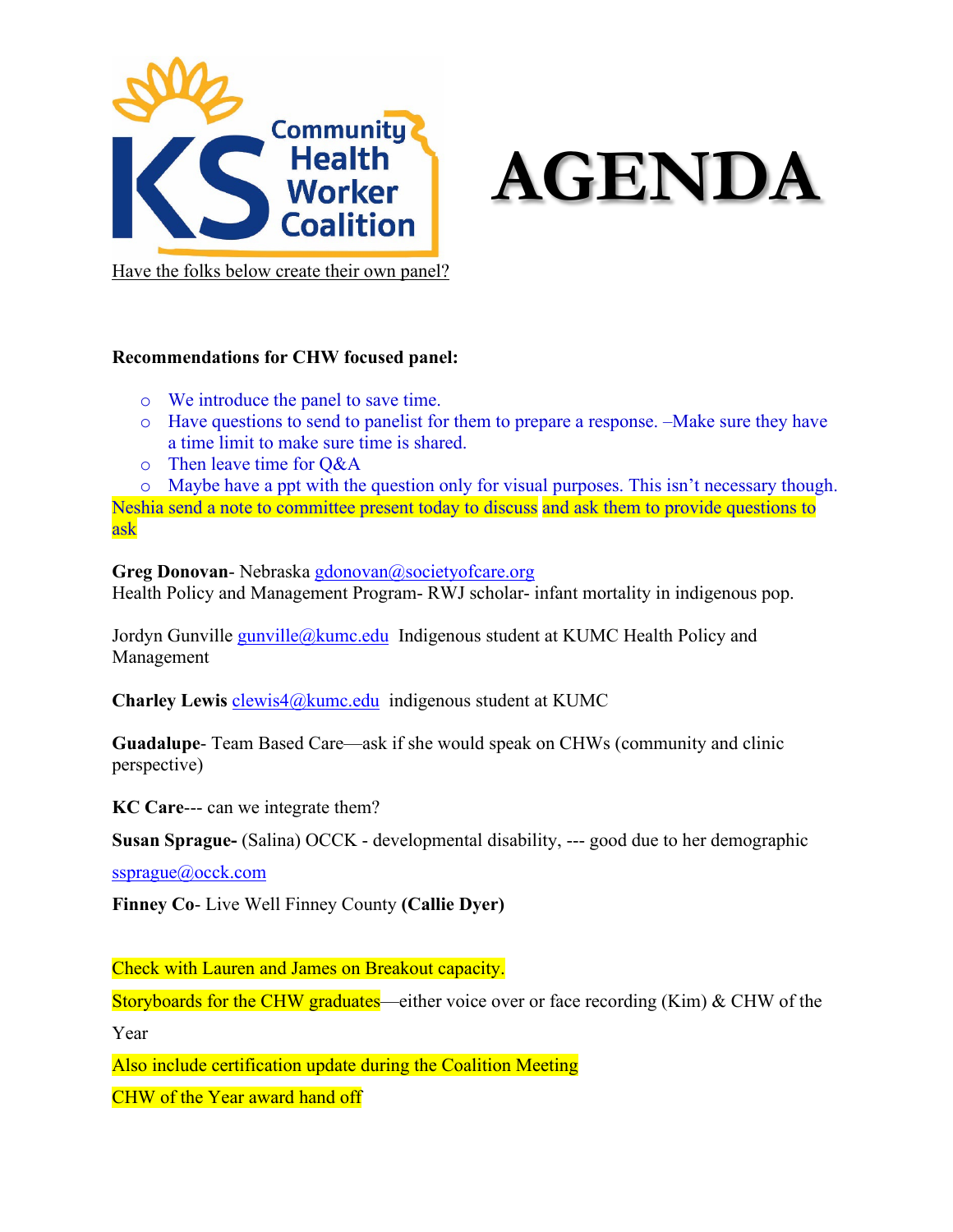# AGENDA

Have the folks below create their own panel?

**Recommendations for CHW focused panel:**

- We introduce the panel to save time.
- Have questions to send to panelist for them to prepare a response. –Make sure they have a time limit to make sure time is shared.
- Then leave time for Q&A
- Maybe have a ppt with the question only for visual purposes. This isn't necessary though.

Neshia send a note to committee present today to discuss and ask them to provide questions to ask

**Greg Donovan**- Nebraska gdonovan@societyofcare.org
Health Policy and Management Program- RWJ scholar- infant mortality in indigenous pop.

Jordyn Gunville gunville@kumc.edu Indigenous student at KUMC Health Policy and Management

**Charley Lewis** clewis4@kumc.edu indigenous student at KUMC

**Guadalupe**- Team Based Care—ask if she would speak on CHWs (community and clinic perspective)

**KC Care**--- can we integrate them?

**Susan Sprague-** (Salina) OCCK - developmental disability, --- good due to her demographic

ssprague@occk.com

**Finney Co**- Live Well Finney County **(Callie Dyer)**

Check with Lauren and James on Breakout capacity.

Storyboards for the CHW graduates—either voice over or face recording (Kim) & CHW of the Year

Also include certification update during the Coalition Meeting

CHW of the Year award hand off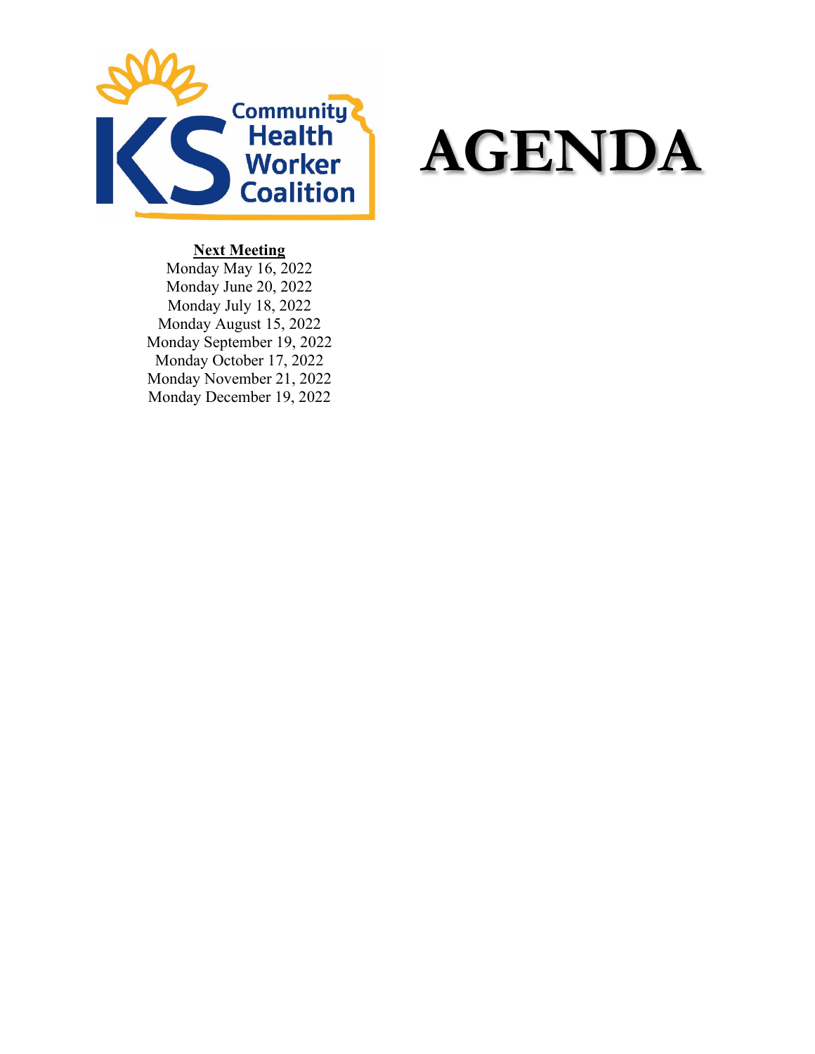KS Community Health Worker Coalition

# AGENDA

**Next Meeting**

Monday May 16, 2022
Monday June 20, 2022
Monday July 18, 2022
Monday August 15, 2022
Monday September 19, 2022
Monday October 17, 2022
Monday November 21, 2022
Monday December 19, 2022